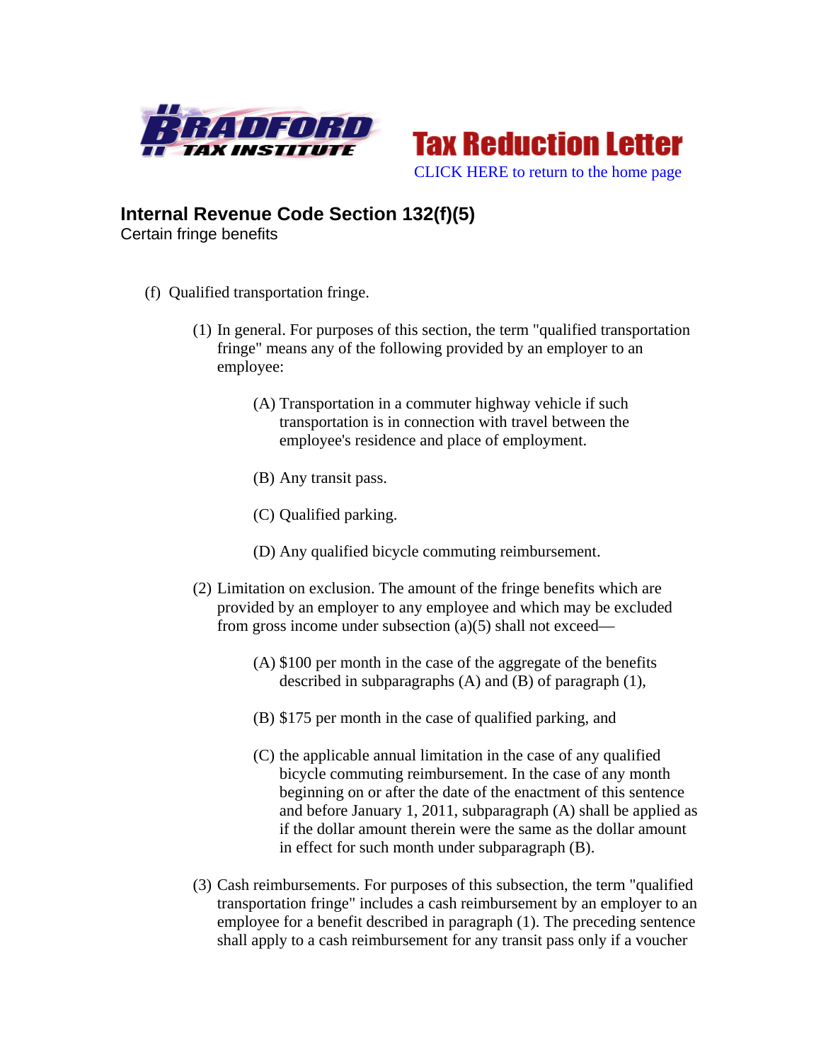Bradford Tax Institute

# Tax Reduction Letter

CLICK HERE to return to the home page

## Internal Revenue Code Section 132(f)(5)

Certain fringe benefits

(f) Qualified transportation fringe.

(1) In general. For purposes of this section, the term "qualified transportation fringe" means any of the following provided by an employer to an employee:

(A) Transportation in a commuter highway vehicle if such transportation is in connection with travel between the employee's residence and place of employment.

(B) Any transit pass.

(C) Qualified parking.

(D) Any qualified bicycle commuting reimbursement.

(2) Limitation on exclusion. The amount of the fringe benefits which are provided by an employer to any employee and which may be excluded from gross income under subsection (a)(5) shall not exceed—

(A) $100 per month in the case of the aggregate of the benefits described in subparagraphs (A) and (B) of paragraph (1),

(B) $175 per month in the case of qualified parking, and

(C) the applicable annual limitation in the case of any qualified bicycle commuting reimbursement. In the case of any month beginning on or after the date of the enactment of this sentence and before January 1, 2011, subparagraph (A) shall be applied as if the dollar amount therein were the same as the dollar amount in effect for such month under subparagraph (B).

(3) Cash reimbursements. For purposes of this subsection, the term "qualified transportation fringe" includes a cash reimbursement by an employer to an employee for a benefit described in paragraph (1). The preceding sentence shall apply to a cash reimbursement for any transit pass only if a voucher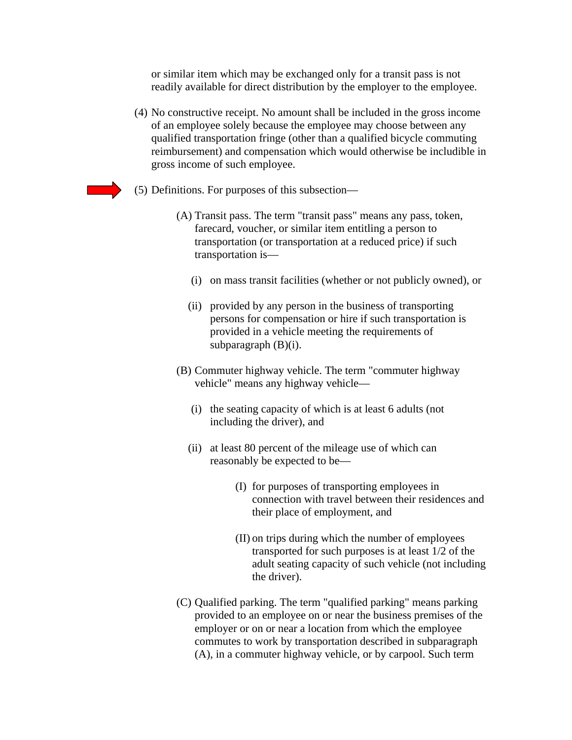or similar item which may be exchanged only for a transit pass is not readily available for direct distribution by the employer to the employee.

(4) No constructive receipt. No amount shall be included in the gross income of an employee solely because the employee may choose between any qualified transportation fringe (other than a qualified bicycle commuting reimbursement) and compensation which would otherwise be includible in gross income of such employee.

(5) Definitions. For purposes of this subsection—

(A) Transit pass. The term "transit pass" means any pass, token, farecard, voucher, or similar item entitling a person to transportation (or transportation at a reduced price) if such transportation is—

(i) on mass transit facilities (whether or not publicly owned), or

(ii) provided by any person in the business of transporting persons for compensation or hire if such transportation is provided in a vehicle meeting the requirements of subparagraph (B)(i).

(B) Commuter highway vehicle. The term "commuter highway vehicle" means any highway vehicle—

(i) the seating capacity of which is at least 6 adults (not including the driver), and

(ii) at least 80 percent of the mileage use of which can reasonably be expected to be—

(I) for purposes of transporting employees in connection with travel between their residences and their place of employment, and

(II) on trips during which the number of employees transported for such purposes is at least 1/2 of the adult seating capacity of such vehicle (not including the driver).

(C) Qualified parking. The term "qualified parking" means parking provided to an employee on or near the business premises of the employer or on or near a location from which the employee commutes to work by transportation described in subparagraph (A), in a commuter highway vehicle, or by carpool. Such term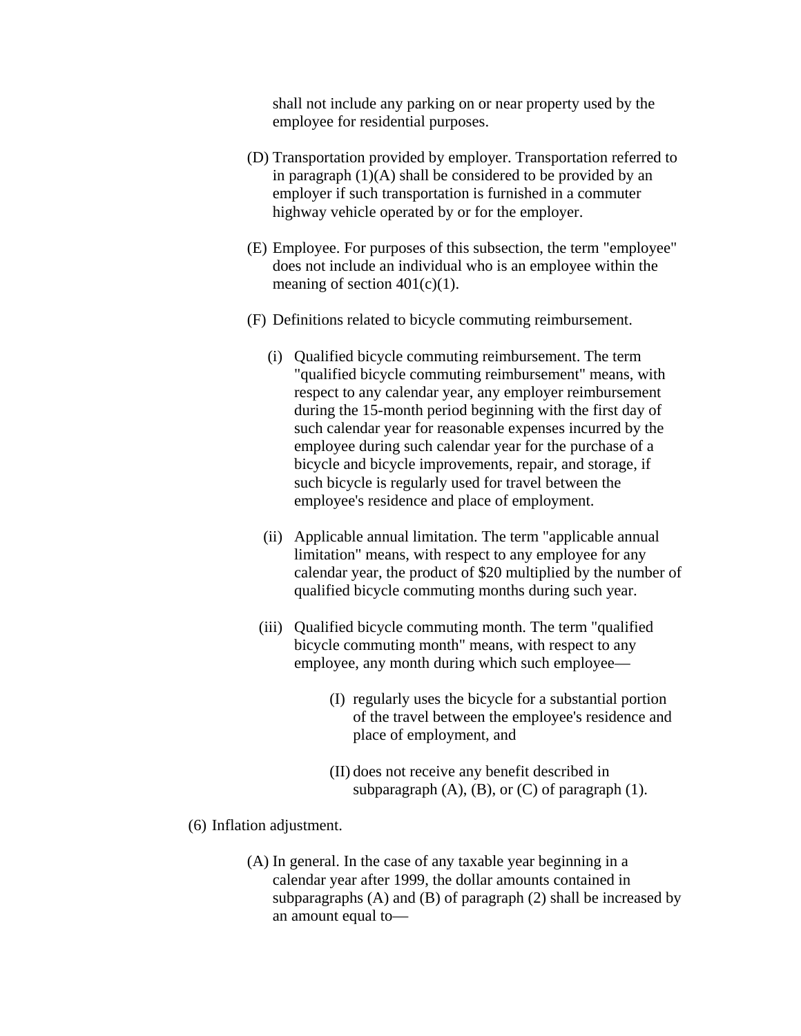shall not include any parking on or near property used by the employee for residential purposes.

(D) Transportation provided by employer. Transportation referred to in paragraph (1)(A) shall be considered to be provided by an employer if such transportation is furnished in a commuter highway vehicle operated by or for the employer.

(E) Employee. For purposes of this subsection, the term "employee" does not include an individual who is an employee within the meaning of section 401(c)(1).

(F) Definitions related to bicycle commuting reimbursement.

(i) Qualified bicycle commuting reimbursement. The term "qualified bicycle commuting reimbursement" means, with respect to any calendar year, any employer reimbursement during the 15-month period beginning with the first day of such calendar year for reasonable expenses incurred by the employee during such calendar year for the purchase of a bicycle and bicycle improvements, repair, and storage, if such bicycle is regularly used for travel between the employee's residence and place of employment.

(ii) Applicable annual limitation. The term "applicable annual limitation" means, with respect to any employee for any calendar year, the product of $20 multiplied by the number of qualified bicycle commuting months during such year.

(iii) Qualified bicycle commuting month. The term "qualified bicycle commuting month" means, with respect to any employee, any month during which such employee—

(I) regularly uses the bicycle for a substantial portion of the travel between the employee's residence and place of employment, and

(II) does not receive any benefit described in subparagraph (A), (B), or (C) of paragraph (1).

(6) Inflation adjustment.

(A) In general. In the case of any taxable year beginning in a calendar year after 1999, the dollar amounts contained in subparagraphs (A) and (B) of paragraph (2) shall be increased by an amount equal to—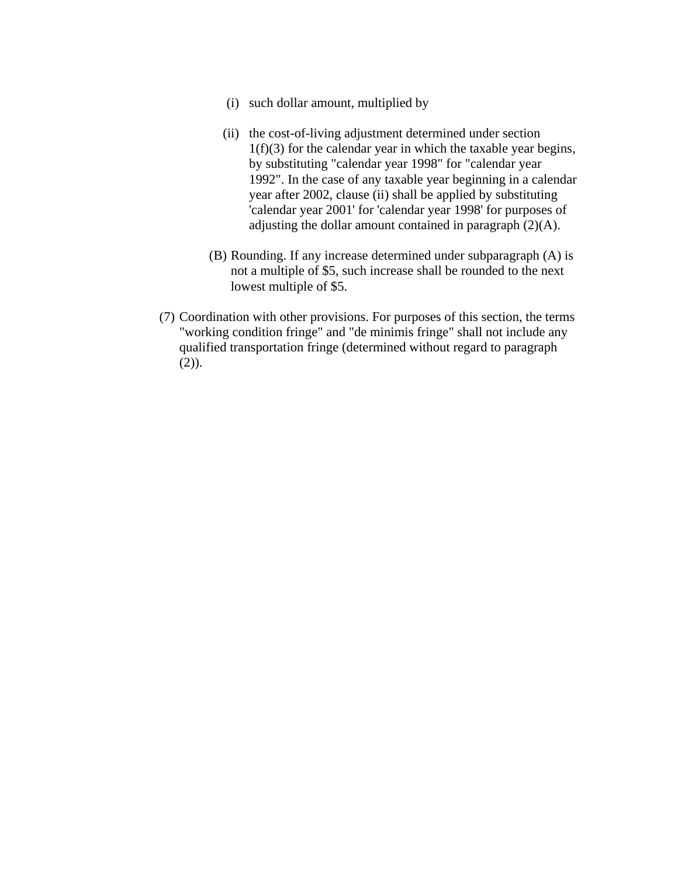(i) such dollar amount, multiplied by

(ii) the cost-of-living adjustment determined under section 1(f)(3) for the calendar year in which the taxable year begins, by substituting "calendar year 1998" for "calendar year 1992". In the case of any taxable year beginning in a calendar year after 2002, clause (ii) shall be applied by substituting 'calendar year 2001' for 'calendar year 1998' for purposes of adjusting the dollar amount contained in paragraph (2)(A).

(B) Rounding. If any increase determined under subparagraph (A) is not a multiple of $5, such increase shall be rounded to the next lowest multiple of $5.

(7) Coordination with other provisions. For purposes of this section, the terms "working condition fringe" and "de minimis fringe" shall not include any qualified transportation fringe (determined without regard to paragraph (2)).